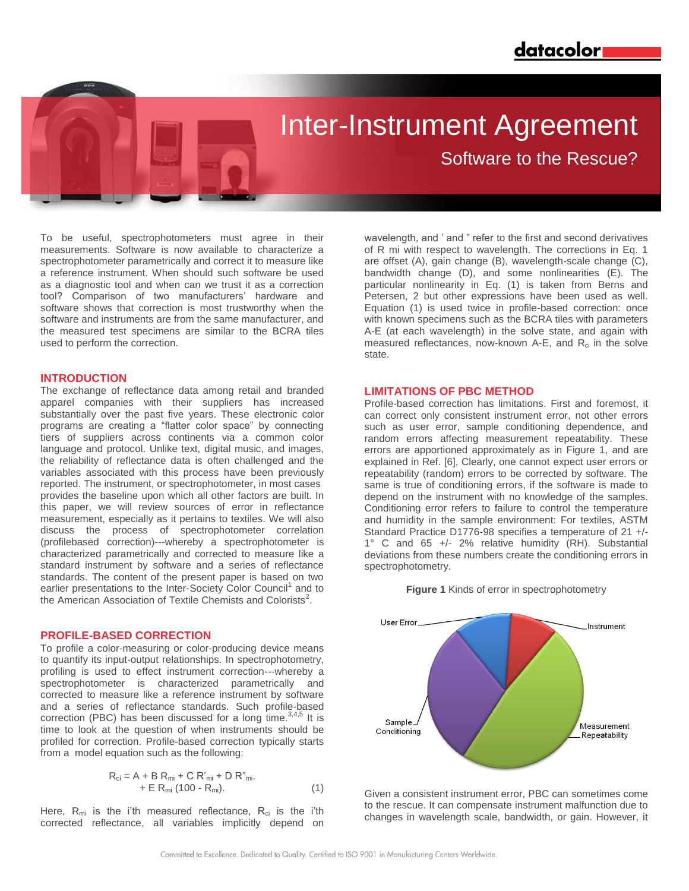# Inter-Instrument Agreement

## Software to the Rescue?

To be useful, spectrophotometers must agree in their measurements. Software is now available to characterize a spectrophotometer parametrically and correct it to measure like a reference instrument. When should such software be used as a diagnostic tool and when can we trust it as a correction tool? Comparison of two manufacturers' hardware and software shows that correction is most trustworthy when the software and instruments are from the same manufacturer, and the measured test specimens are similar to the BCRA tiles used to perform the correction.

## INTRODUCTION

The exchange of reflectance data among retail and branded apparel companies with their suppliers has increased substantially over the past five years. These electronic color programs are creating a "flatter color space" by connecting tiers of suppliers across continents via a common color language and protocol. Unlike text, digital music, and images, the reliability of reflectance data is often challenged and the variables associated with this process have been previously reported. The instrument, or spectrophotometer, in most cases provides the baseline upon which all other factors are built. In this paper, we will review sources of error in reflectance measurement, especially as it pertains to textiles. We will also discuss the process of spectrophotometer correlation (profilebased correction)---whereby a spectrophotometer is characterized parametrically and corrected to measure like a standard instrument by software and a series of reflectance standards. The content of the present paper is based on two earlier presentations to the Inter-Society Color Council[1] and to the American Association of Textile Chemists and Colorists[2].

## PROFILE-BASED CORRECTION

To profile a color-measuring or color-producing device means to quantify its input-output relationships. In spectrophotometry, profiling is used to effect instrument correction---whereby a spectrophotometer is characterized parametrically and corrected to measure like a reference instrument by software and a series of reflectance standards. Such profile-based correction (PBC) has been discussed for a long time.[3,4,5] It is time to look at the question of when instruments should be profiled for correction. Profile-based correction typically starts from a model equation such as the following:

$$R_{ci} = A + B\,R_{mi} + C\,R'_{mi} + D\,R''_{mi} + E\,R_{mi}\,(100 - R_{mi}). \qquad (1)$$

Here, $R_{mi}$ is the i'th measured reflectance, $R_{ci}$ is the i'th corrected reflectance, all variables implicitly depend on wavelength, and ' and " refer to the first and second derivatives of R mi with respect to wavelength. The corrections in Eq. 1 are offset (A), gain change (B), wavelength-scale change (C), bandwidth change (D), and some nonlinearities (E). The particular nonlinearity in Eq. (1) is taken from Berns and Petersen, 2 but other expressions have been used as well. Equation (1) is used twice in profile-based correction: once with known specimens such as the BCRA tiles with parameters A-E (at each wavelength) in the solve state, and again with measured reflectances, now-known A-E, and $R_{ci}$ in the solve state.

## LIMITATIONS OF PBC METHOD

Profile-based correction has limitations. First and foremost, it can correct only consistent instrument error, not other errors such as user error, sample conditioning dependence, and random errors affecting measurement repeatability. These errors are apportioned approximately as in Figure 1, and are explained in Ref. [6], Clearly, one cannot expect user errors or repeatability (random) errors to be corrected by software. The same is true of conditioning errors, if the software is made to depend on the instrument with no knowledge of the samples. Conditioning error refers to failure to control the temperature and humidity in the sample environment: For textiles, ASTM Standard Practice D1776-98 specifies a temperature of 21 +/- 1° C and 65 +/- 2% relative humidity (RH). Substantial deviations from these numbers create the conditioning errors in spectrophotometry.

**Figure 1** Kinds of error in spectrophotometry

Given a consistent instrument error, PBC can sometimes come to the rescue. It can compensate instrument malfunction due to changes in wavelength scale, bandwidth, or gain. However, it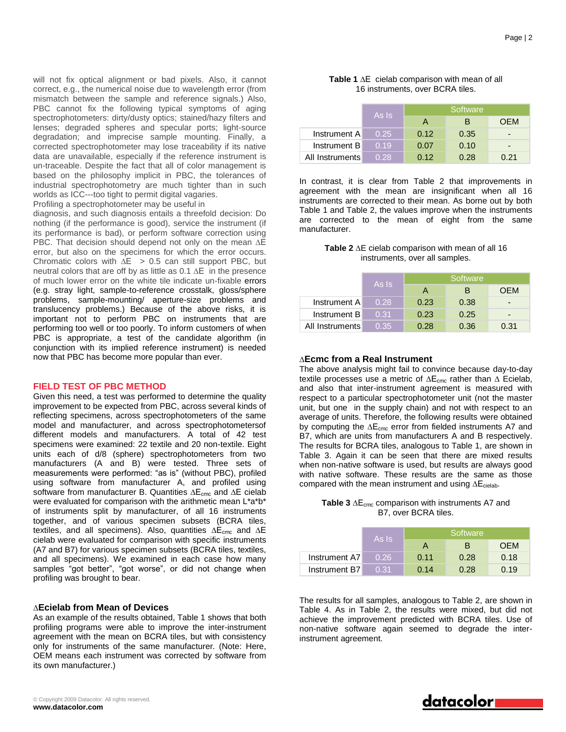will not fix optical alignment or bad pixels. Also, it cannot correct, e.g., the numerical noise due to wavelength error (from mismatch between the sample and reference signals.) Also, PBC cannot fix the following typical symptoms of aging spectrophotometers: dirty/dusty optics; stained/hazy filters and lenses; degraded spheres and specular ports; light-source degradation; and imprecise sample mounting. Finally, a corrected spectrophotometer may lose traceability if its native data are unavailable, especially if the reference instrument is un-traceable. Despite the fact that all of color management is based on the philosophy implicit in PBC, the tolerances of industrial spectrophotometry are much tighter than in such worlds as ICC---too tight to permit digital vagaries.

Profiling a spectrophotometer may be useful in diagnosis, and such diagnosis entails a threefold decision: Do nothing (if the performance is good), service the instrument (if its performance is bad), or perform software correction using PBC. That decision should depend not only on the mean ΔE error, but also on the specimens for which the error occurs. Chromatic colors with ΔE > 0.5 can still support PBC, but neutral colors that are off by as little as 0.1 ΔE in the presence of much lower error on the white tile indicate un-fixable errors (e.g. stray light, sample-to-reference crosstalk, gloss/sphere problems, sample-mounting/ aperture-size problems and translucency problems.) Because of the above risks, it is important not to perform PBC on instruments that are performing too well or too poorly. To inform customers of when PBC is appropriate, a test of the candidate algorithm (in conjunction with its implied reference instrument) is needed now that PBC has become more popular than ever.

## FIELD TEST OF PBC METHOD

Given this need, a test was performed to determine the quality improvement to be expected from PBC, across several kinds of reflecting specimens, across spectrophotometers of the same model and manufacturer, and across spectrophotometersof different models and manufacturers. A total of 42 test specimens were examined: 22 textile and 20 non-textile. Eight units each of d/8 (sphere) spectrophotometers from two manufacturers (A and B) were tested. Three sets of measurements were performed: "as is" (without PBC), profiled using software from manufacturer A, and profiled using software from manufacturer B. Quantities $\Delta E_{cmc}$ and ΔE cielab were evaluated for comparison with the arithmetic mean L\*a\*b\* of instruments split by manufacturer, of all 16 instruments together, and of various specimen subsets (BCRA tiles, textiles, and all specimens). Also, quantities $\Delta E_{cmc}$ and ΔE cielab were evaluated for comparison with specific instruments (A7 and B7) for various specimen subsets (BCRA tiles, textiles, and all specimens). We examined in each case how many samples "got better", "got worse", or did not change when profiling was brought to bear.

### ΔEcielab from Mean of Devices

As an example of the results obtained, Table 1 shows that both profiling programs were able to improve the inter-instrument agreement with the mean on BCRA tiles, but with consistency only for instruments of the same manufacturer. (Note: Here, OEM means each instrument was corrected by software from its own manufacturer.)

**Table 1** ΔE cielab comparison with mean of all 16 instruments, over BCRA tiles.

| | As Is | Software | | |
|---|---|---|---|---|
| | | A | B | OEM |
| Instrument A | 0.25 | 0.12 | 0.35 | - |
| Instrument B | 0.19 | 0.07 | 0.10 | - |
| All Instruments | 0.28 | 0.12 | 0.28 | 0.21 |

In contrast, it is clear from Table 2 that improvements in agreement with the mean are insignificant when all 16 instruments are corrected to their mean. As borne out by both Table 1 and Table 2, the values improve when the instruments are corrected to the mean of eight from the same manufacturer.

**Table 2** ΔE cielab comparison with mean of all 16 instruments, over all samples.

| | As Is | Software | | |
|---|---|---|---|---|
| | | A | B | OEM |
| Instrument A | 0.28 | 0.23 | 0.38 | - |
| Instrument B | 0.31 | 0.23 | 0.25 | - |
| All Instruments | 0.35 | 0.28 | 0.36 | 0.31 |

### ΔEcmc from a Real Instrument

The above analysis might fail to convince because day-to-day textile processes use a metric of $\Delta E_{cmc}$ rather than Δ Ecielab, and also that inter-instrument agreement is measured with respect to a particular spectrophotometer unit (not the master unit, but one in the supply chain) and not with respect to an average of units. Therefore, the following results were obtained by computing the $\Delta E_{cmc}$ error from fielded instruments A7 and B7, which are units from manufacturers A and B respectively. The results for BCRA tiles, analogous to Table 1, are shown in Table 3. Again it can be seen that there are mixed results when non-native software is used, but results are always good with native software. These results are the same as those compared with the mean instrument and using $\Delta E_{cielab}$.

**Table 3** $\Delta E_{cmc}$ comparison with instruments A7 and B7, over BCRA tiles.

| | As Is | Software | | |
|---|---|---|---|---|
| | | A | B | OEM |
| Instrument A7 | 0.26 | 0.11 | 0.28 | 0.18 |
| Instrument B7 | 0.31 | 0.14 | 0.28 | 0.19 |

The results for all samples, analogous to Table 2, are shown in Table 4. As in Table 2, the results were mixed, but did not achieve the improvement predicted with BCRA tiles. Use of non-native software again seemed to degrade the inter-instrument agreement.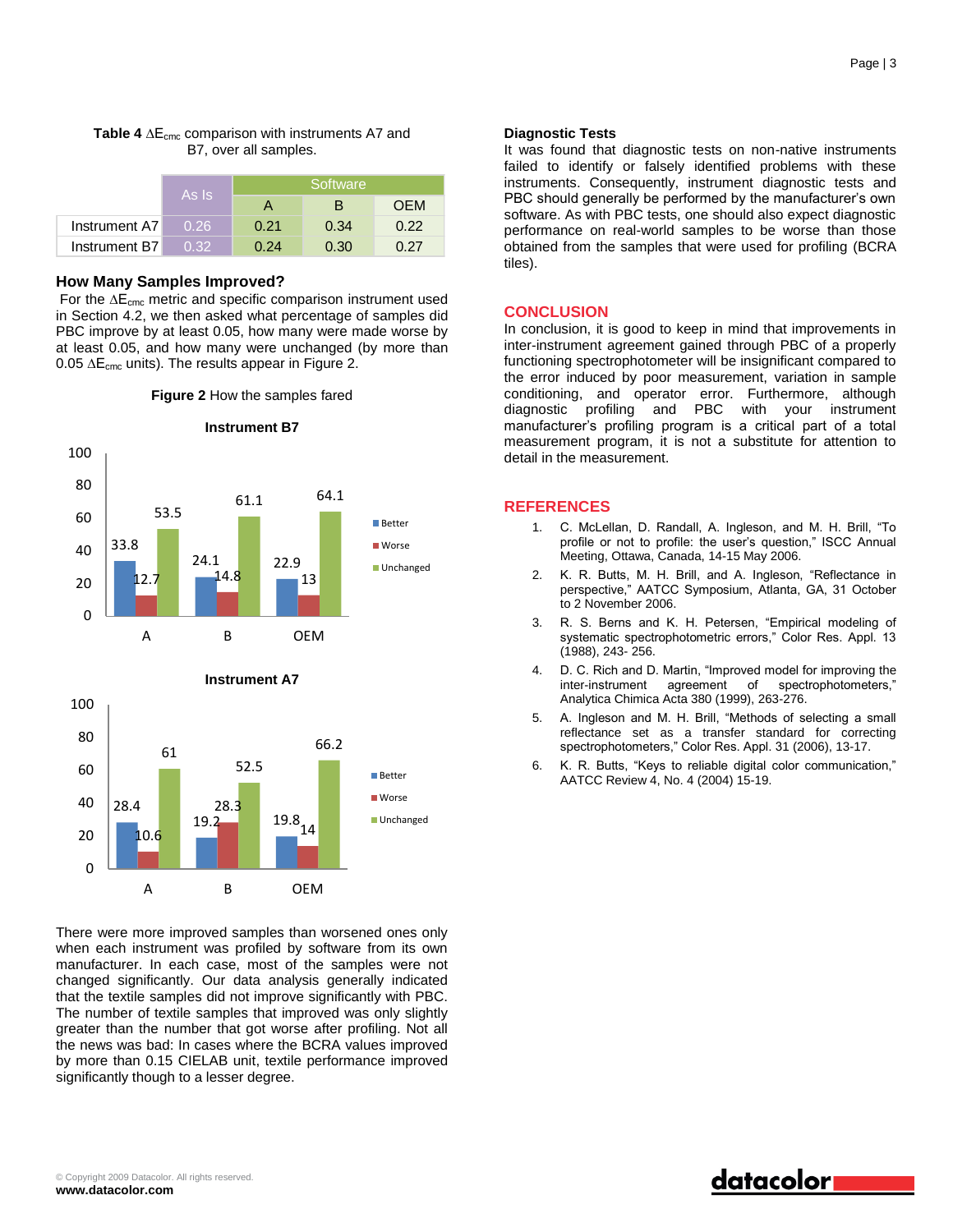**Table 4** $\Delta E_{cmc}$ comparison with instruments A7 and B7, over all samples.

| | As Is | Software | | |
|---|---|---|---|---|
| | | A | B | OEM |
| Instrument A7 | 0.26 | 0.21 | 0.34 | 0.22 |
| Instrument B7 | 0.32 | 0.24 | 0.30 | 0.27 |

### How Many Samples Improved?

For the $\Delta E_{cmc}$ metric and specific comparison instrument used in Section 4.2, we then asked what percentage of samples did PBC improve by at least 0.05, how many were made worse by at least 0.05, and how many were unchanged (by more than 0.05 $\Delta E_{cmc}$ units). The results appear in Figure 2.

**Figure 2** How the samples fared

Instrument B7

100
80
60
40
20
0

A: 33.8, 12.7, 53.5
B: 24.1, 14.8, 61.1
OEM: 22.9, 13, 64.1

Better
Worse
Unchanged

Instrument A7

100
80
60
40
20
0

A: 28.4, 10.6, 61
B: 19.2, 28.3, 52.5
OEM: 19.8, 14, 66.2

Better
Worse
Unchanged

There were more improved samples than worsened ones only when each instrument was profiled by software from its own manufacturer. In each case, most of the samples were not changed significantly. Our data analysis generally indicated that the textile samples did not improve significantly with PBC. The number of textile samples that improved was only slightly greater than the number that got worse after profiling. Not all the news was bad: In cases where the BCRA values improved by more than 0.15 CIELAB unit, textile performance improved significantly though to a lesser degree.

### Diagnostic Tests

It was found that diagnostic tests on non-native instruments failed to identify or falsely identified problems with these instruments. Consequently, instrument diagnostic tests and PBC should generally be performed by the manufacturer's own software. As with PBC tests, one should also expect diagnostic performance on real-world samples to be worse than those obtained from the samples that were used for profiling (BCRA tiles).

## CONCLUSION

In conclusion, it is good to keep in mind that improvements in inter-instrument agreement gained through PBC of a properly functioning spectrophotometer will be insignificant compared to the error induced by poor measurement, variation in sample conditioning, and operator error. Furthermore, although diagnostic profiling and PBC with your instrument manufacturer's profiling program is a critical part of a total measurement program, it is not a substitute for attention to detail in the measurement.

## REFERENCES

1. C. McLellan, D. Randall, A. Ingleson, and M. H. Brill, "To profile or not to profile: the user's question," ISCC Annual Meeting, Ottawa, Canada, 14-15 May 2006.
2. K. R. Butts, M. H. Brill, and A. Ingleson, "Reflectance in perspective," AATCC Symposium, Atlanta, GA, 31 October to 2 November 2006.
3. R. S. Berns and K. H. Petersen, "Empirical modeling of systematic spectrophotometric errors," Color Res. Appl. 13 (1988), 243- 256.
4. D. C. Rich and D. Martin, "Improved model for improving the inter-instrument agreement of spectrophotometers," Analytica Chimica Acta 380 (1999), 263-276.
5. A. Ingleson and M. H. Brill, "Methods of selecting a small reflectance set as a transfer standard for correcting spectrophotometers," Color Res. Appl. 31 (2006), 13-17.
6. K. R. Butts, "Keys to reliable digital color communication," AATCC Review 4, No. 4 (2004) 15-19.